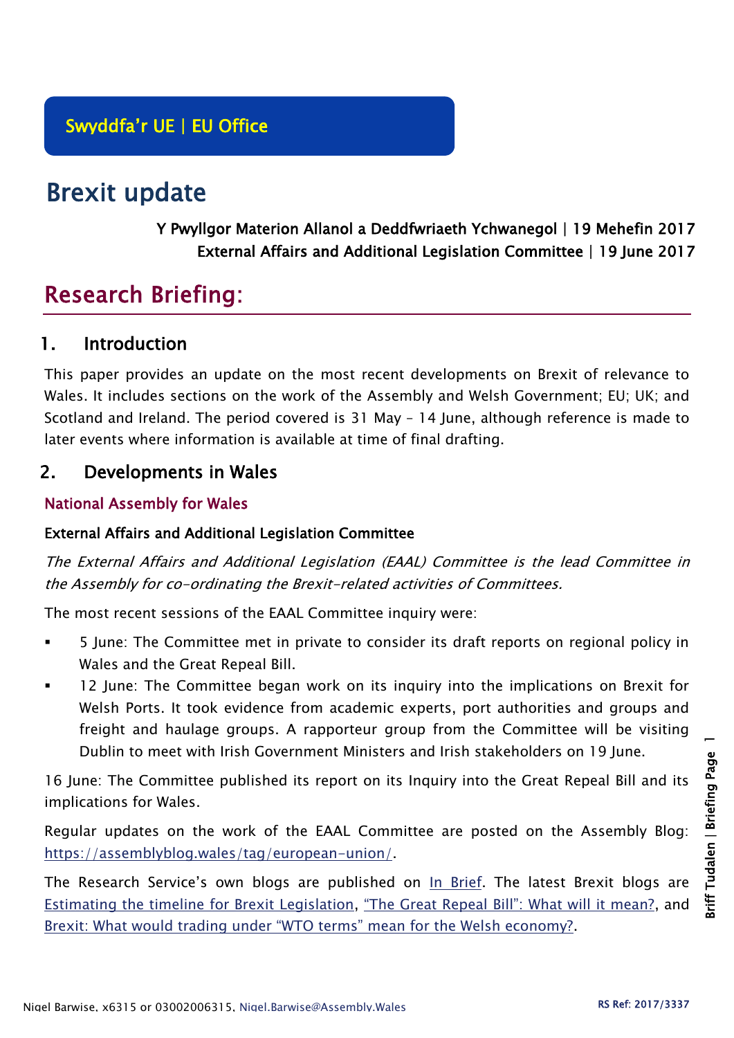Swyddfa'r UE | EU Office

# Brexit update

**Y Pwyllgor Materion Allanol a Deddfwriaeth Ychwanegol | 19 Mehefin 2017**
**External Affairs and Additional Legislation Committee | 19 June 2017**

# Research Briefing:

## 1. Introduction

This paper provides an update on the most recent developments on Brexit of relevance to Wales. It includes sections on the work of the Assembly and Welsh Government; EU; UK; and Scotland and Ireland. The period covered is 31 May – 14 June, although reference is made to later events where information is available at time of final drafting.

## 2. Developments in Wales

### National Assembly for Wales

#### External Affairs and Additional Legislation Committee

*The External Affairs and Additional Legislation (EAAL) Committee is the lead Committee in the Assembly for co-ordinating the Brexit-related activities of Committees.*

The most recent sessions of the EAAL Committee inquiry were:

- 5 June: The Committee met in private to consider its draft reports on regional policy in Wales and the Great Repeal Bill.
- 12 June: The Committee began work on its inquiry into the implications on Brexit for Welsh Ports. It took evidence from academic experts, port authorities and groups and freight and haulage groups. A rapporteur group from the Committee will be visiting Dublin to meet with Irish Government Ministers and Irish stakeholders on 19 June.

16 June: The Committee published its report on its Inquiry into the Great Repeal Bill and its implications for Wales.

Regular updates on the work of the EAAL Committee are posted on the Assembly Blog: https://assemblyblog.wales/tag/european-union/.

The Research Service's own blogs are published on In Brief. The latest Brexit blogs are Estimating the timeline for Brexit Legislation, "The Great Repeal Bill": What will it mean?, and Brexit: What would trading under "WTO terms" mean for the Welsh economy?.

Nigel Barwise, x6315 or 03002006315, Nigel.Barwise@Assembly.Wales

RS Ref: 2017/3337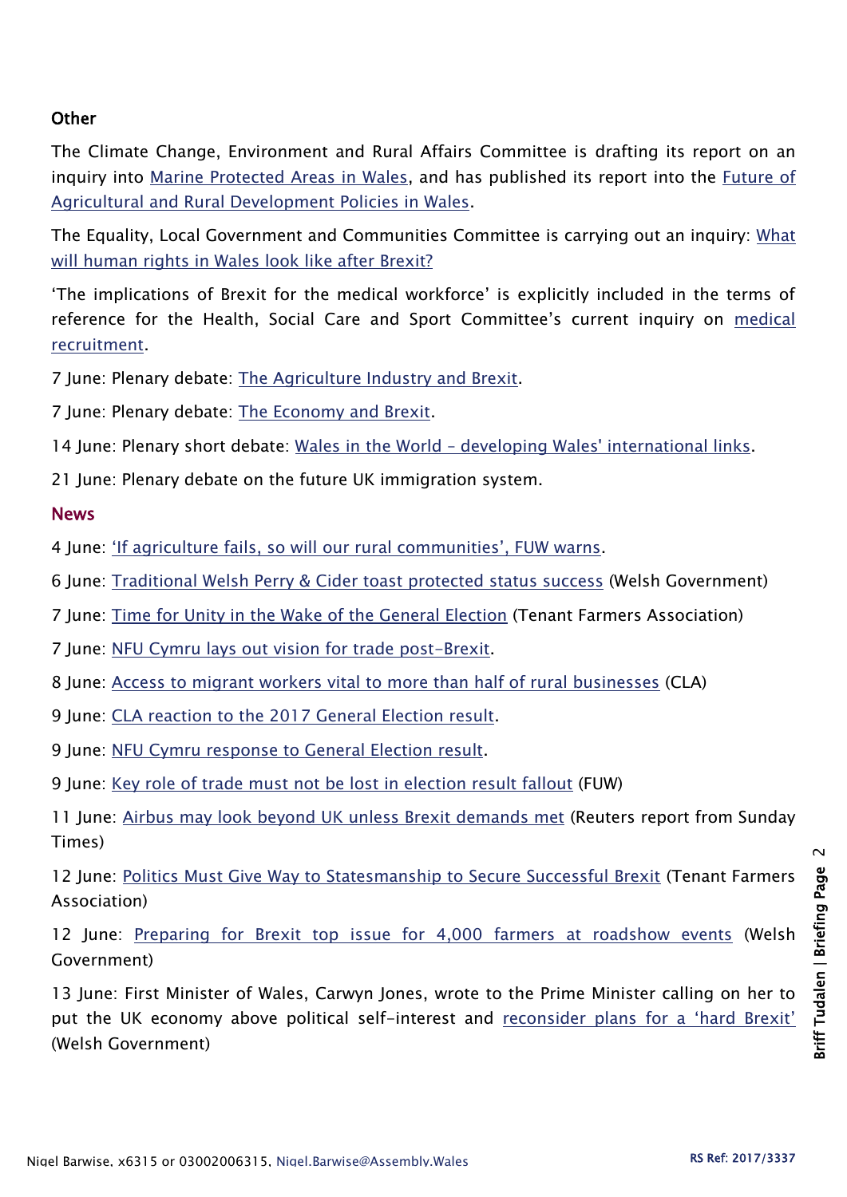### Other

The Climate Change, Environment and Rural Affairs Committee is drafting its report on an inquiry into Marine Protected Areas in Wales, and has published its report into the Future of Agricultural and Rural Development Policies in Wales.

The Equality, Local Government and Communities Committee is carrying out an inquiry: What will human rights in Wales look like after Brexit?

'The implications of Brexit for the medical workforce' is explicitly included in the terms of reference for the Health, Social Care and Sport Committee's current inquiry on medical recruitment.

7 June: Plenary debate: The Agriculture Industry and Brexit.

7 June: Plenary debate: The Economy and Brexit.

14 June: Plenary short debate: Wales in the World – developing Wales' international links.

21 June: Plenary debate on the future UK immigration system.

### News

4 June: 'If agriculture fails, so will our rural communities', FUW warns.

6 June: Traditional Welsh Perry & Cider toast protected status success (Welsh Government)

7 June: Time for Unity in the Wake of the General Election (Tenant Farmers Association)

7 June: NFU Cymru lays out vision for trade post-Brexit.

8 June: Access to migrant workers vital to more than half of rural businesses (CLA)

9 June: CLA reaction to the 2017 General Election result.

9 June: NFU Cymru response to General Election result.

9 June: Key role of trade must not be lost in election result fallout (FUW)

11 June: Airbus may look beyond UK unless Brexit demands met (Reuters report from Sunday Times)

12 June: Politics Must Give Way to Statesmanship to Secure Successful Brexit (Tenant Farmers Association)

12 June: Preparing for Brexit top issue for 4,000 farmers at roadshow events (Welsh Government)

13 June: First Minister of Wales, Carwyn Jones, wrote to the Prime Minister calling on her to put the UK economy above political self-interest and reconsider plans for a 'hard Brexit' (Welsh Government)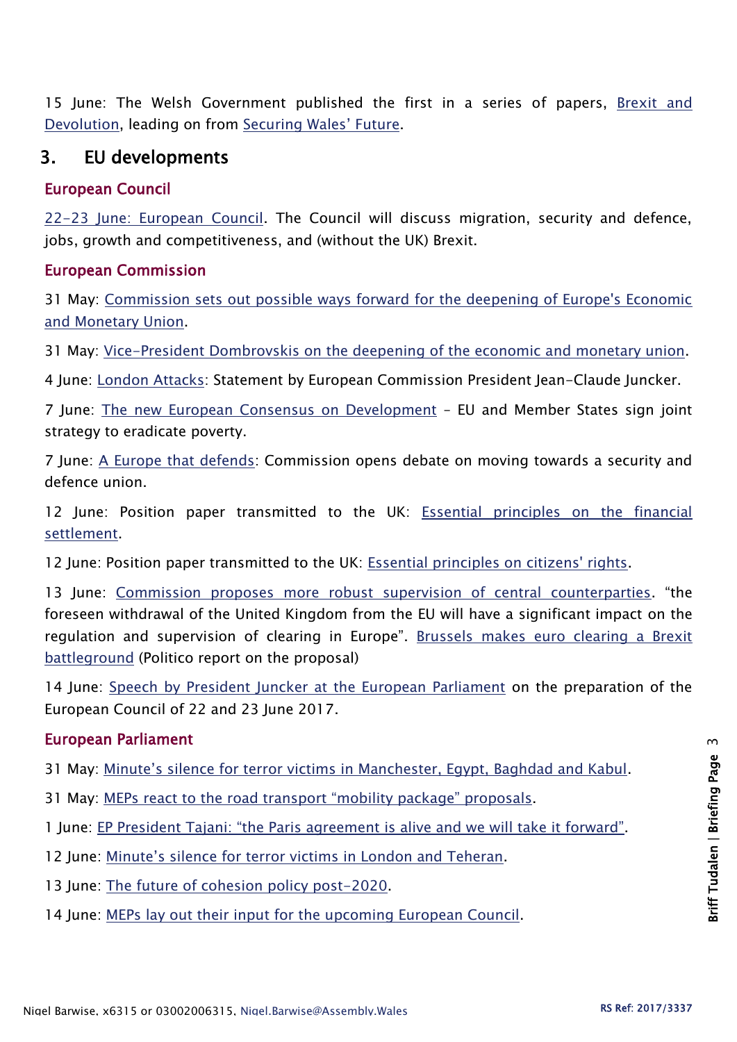15 June: The Welsh Government published the first in a series of papers, Brexit and Devolution, leading on from Securing Wales' Future.

## 3. EU developments

### European Council

22-23 June: European Council. The Council will discuss migration, security and defence, jobs, growth and competitiveness, and (without the UK) Brexit.

### European Commission

31 May: Commission sets out possible ways forward for the deepening of Europe's Economic and Monetary Union.

31 May: Vice-President Dombrovskis on the deepening of the economic and monetary union.

4 June: London Attacks: Statement by European Commission President Jean-Claude Juncker.

7 June: The new European Consensus on Development – EU and Member States sign joint strategy to eradicate poverty.

7 June: A Europe that defends: Commission opens debate on moving towards a security and defence union.

12 June: Position paper transmitted to the UK: Essential principles on the financial settlement.

12 June: Position paper transmitted to the UK: Essential principles on citizens' rights.

13 June: Commission proposes more robust supervision of central counterparties. "the foreseen withdrawal of the United Kingdom from the EU will have a significant impact on the regulation and supervision of clearing in Europe". Brussels makes euro clearing a Brexit battleground (Politico report on the proposal)

14 June: Speech by President Juncker at the European Parliament on the preparation of the European Council of 22 and 23 June 2017.

### European Parliament

31 May: Minute's silence for terror victims in Manchester, Egypt, Baghdad and Kabul.

31 May: MEPs react to the road transport "mobility package" proposals.

1 June: EP President Tajani: "the Paris agreement is alive and we will take it forward".

12 June: Minute's silence for terror victims in London and Teheran.

13 June: The future of cohesion policy post-2020.

14 June: MEPs lay out their input for the upcoming European Council.

Nigel Barwise, x6315 or 03002006315, Nigel.Barwise@Assembly.Wales

RS Ref: 2017/3337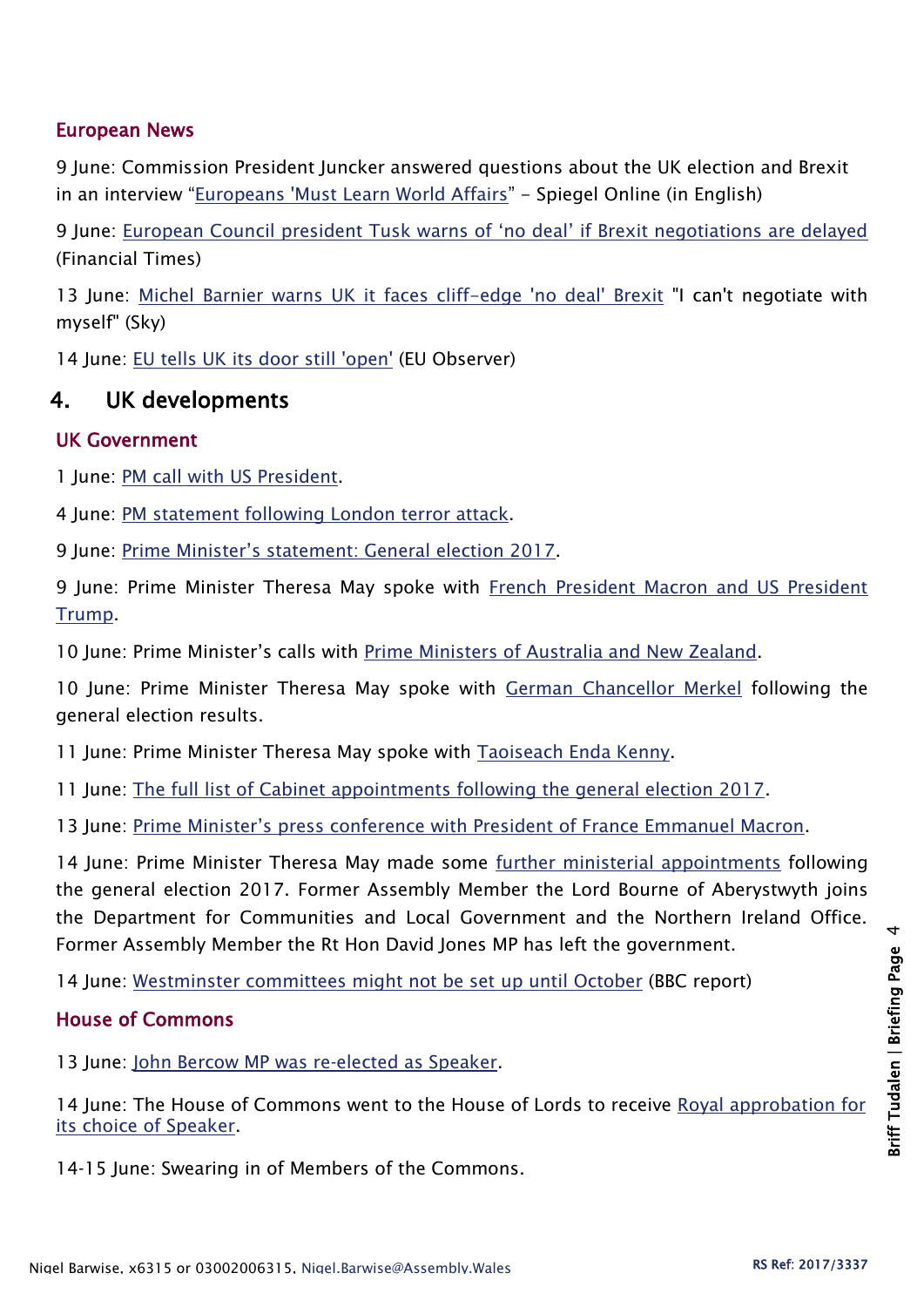### European News

9 June: Commission President Juncker answered questions about the UK election and Brexit in an interview "Europeans 'Must Learn World Affairs" – Spiegel Online (in English)

9 June: European Council president Tusk warns of 'no deal' if Brexit negotiations are delayed (Financial Times)

13 June: Michel Barnier warns UK it faces cliff-edge 'no deal' Brexit "I can't negotiate with myself" (Sky)

14 June: EU tells UK its door still 'open' (EU Observer)

## 4. UK developments

### UK Government

1 June: PM call with US President.

4 June: PM statement following London terror attack.

9 June: Prime Minister's statement: General election 2017.

9 June: Prime Minister Theresa May spoke with French President Macron and US President Trump.

10 June: Prime Minister's calls with Prime Ministers of Australia and New Zealand.

10 June: Prime Minister Theresa May spoke with German Chancellor Merkel following the general election results.

11 June: Prime Minister Theresa May spoke with Taoiseach Enda Kenny.

11 June: The full list of Cabinet appointments following the general election 2017.

13 June: Prime Minister's press conference with President of France Emmanuel Macron.

14 June: Prime Minister Theresa May made some further ministerial appointments following the general election 2017. Former Assembly Member the Lord Bourne of Aberystwyth joins the Department for Communities and Local Government and the Northern Ireland Office. Former Assembly Member the Rt Hon David Jones MP has left the government.

14 June: Westminster committees might not be set up until October (BBC report)

### House of Commons

13 June: John Bercow MP was re-elected as Speaker.

14 June: The House of Commons went to the House of Lords to receive Royal approbation for its choice of Speaker.

14-15 June: Swearing in of Members of the Commons.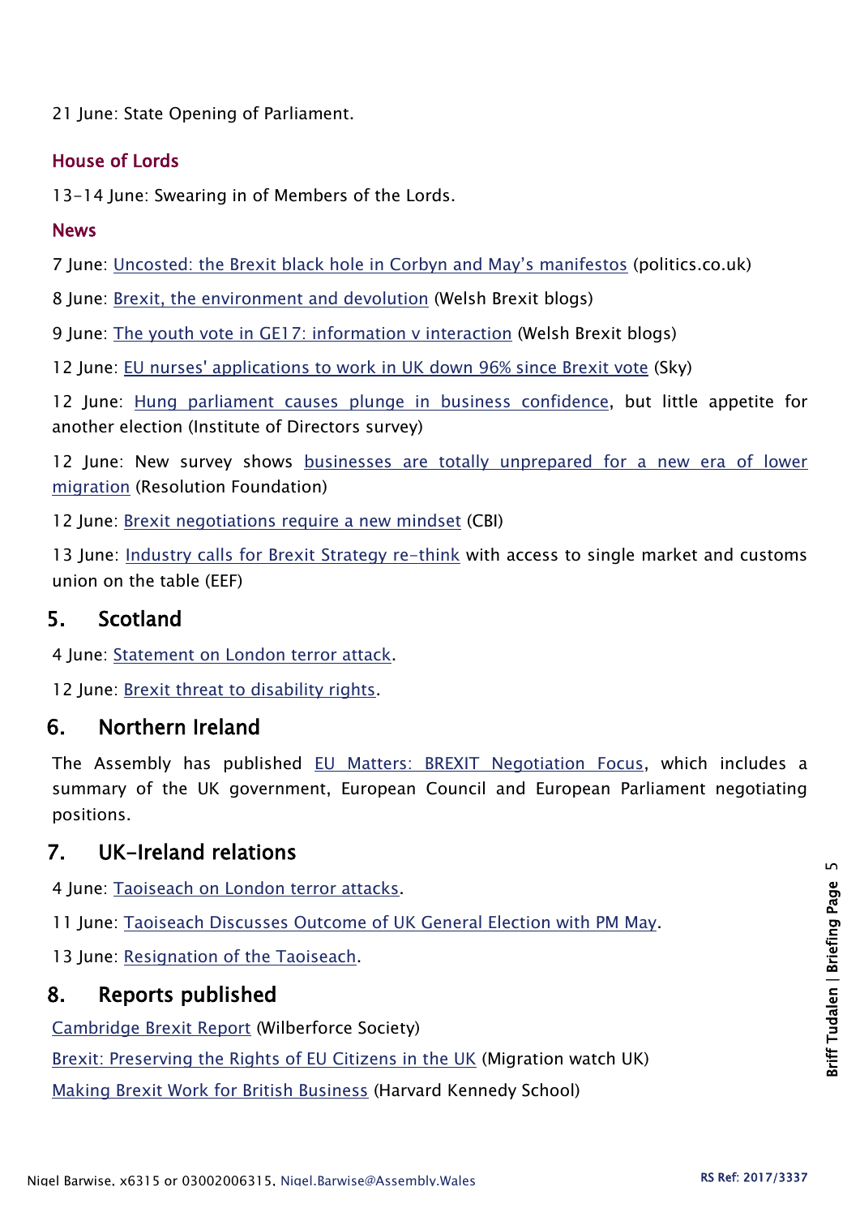21 June: State Opening of Parliament.

### House of Lords

13-14 June: Swearing in of Members of the Lords.

### News

7 June: Uncosted: the Brexit black hole in Corbyn and May's manifestos (politics.co.uk)

8 June: Brexit, the environment and devolution (Welsh Brexit blogs)

9 June: The youth vote in GE17: information v interaction (Welsh Brexit blogs)

12 June: EU nurses' applications to work in UK down 96% since Brexit vote (Sky)

12 June: Hung parliament causes plunge in business confidence, but little appetite for another election (Institute of Directors survey)

12 June: New survey shows businesses are totally unprepared for a new era of lower migration (Resolution Foundation)

12 June: Brexit negotiations require a new mindset (CBI)

13 June: Industry calls for Brexit Strategy re-think with access to single market and customs union on the table (EEF)

## 5. Scotland

4 June: Statement on London terror attack.

12 June: Brexit threat to disability rights.

## 6. Northern Ireland

The Assembly has published EU Matters: BREXIT Negotiation Focus, which includes a summary of the UK government, European Council and European Parliament negotiating positions.

## 7. UK-Ireland relations

4 June: Taoiseach on London terror attacks.

11 June: Taoiseach Discusses Outcome of UK General Election with PM May.

13 June: Resignation of the Taoiseach.

## 8. Reports published

Cambridge Brexit Report (Wilberforce Society)

Brexit: Preserving the Rights of EU Citizens in the UK (Migration watch UK)

Making Brexit Work for British Business (Harvard Kennedy School)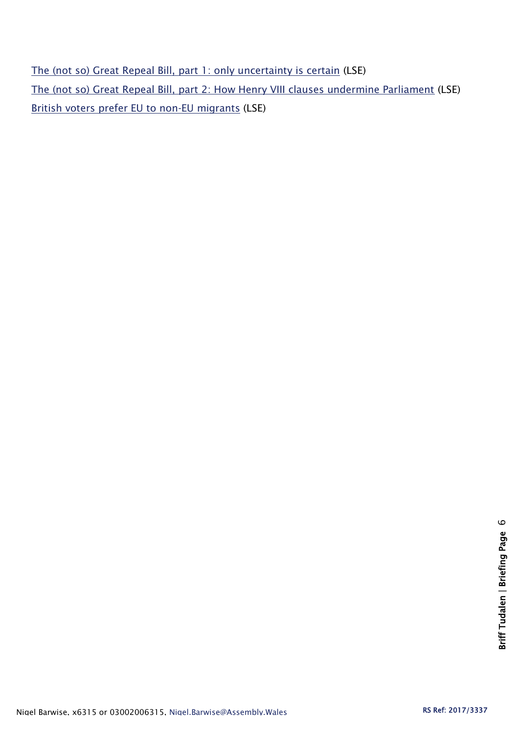The (not so) Great Repeal Bill, part 1: only uncertainty is certain (LSE)

The (not so) Great Repeal Bill, part 2: How Henry VIII clauses undermine Parliament (LSE)

British voters prefer EU to non-EU migrants (LSE)